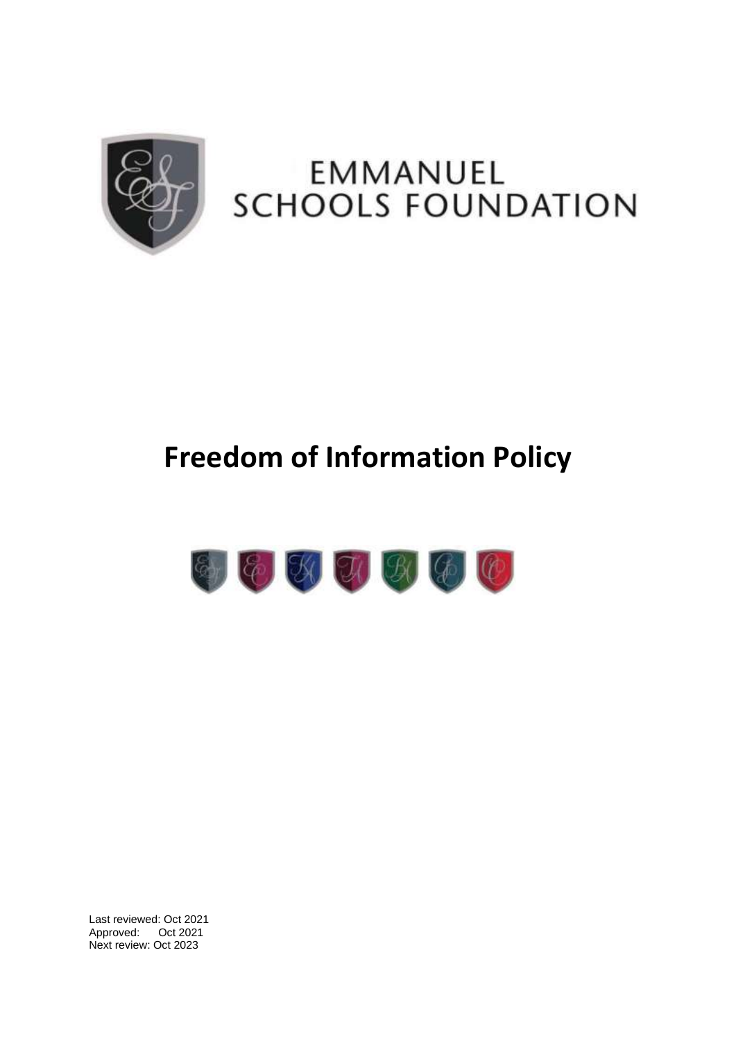EMMANUEL SCHOOLS FOUNDATION

# Freedom of Information Policy

Last reviewed: Oct 2021
Approved: Oct 2021
Next review: Oct 2023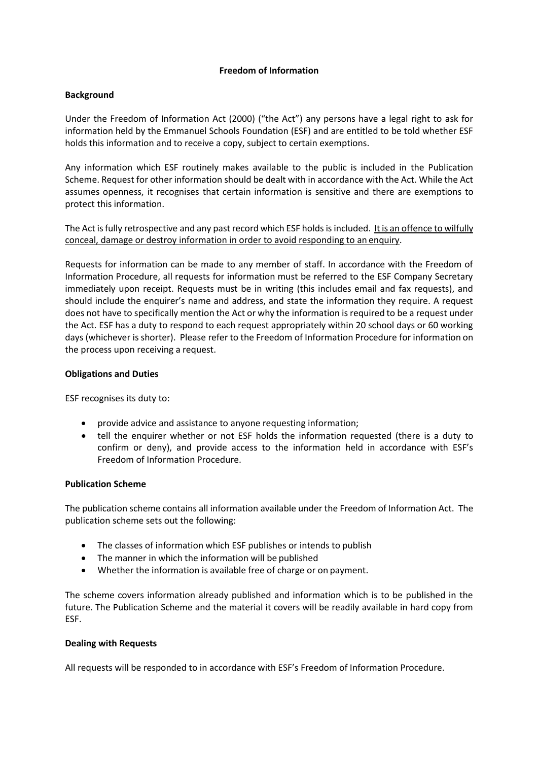**Freedom of Information**

**Background**

Under the Freedom of Information Act (2000) ("the Act") any persons have a legal right to ask for information held by the Emmanuel Schools Foundation (ESF) and are entitled to be told whether ESF holds this information and to receive a copy, subject to certain exemptions.

Any information which ESF routinely makes available to the public is included in the Publication Scheme. Request for other information should be dealt with in accordance with the Act. While the Act assumes openness, it recognises that certain information is sensitive and there are exemptions to protect this information.

The Act is fully retrospective and any past record which ESF holds is included. <u>It is an offence to wilfully conceal, damage or destroy information in order to avoid responding to an enquiry</u>.

Requests for information can be made to any member of staff. In accordance with the Freedom of Information Procedure, all requests for information must be referred to the ESF Company Secretary immediately upon receipt. Requests must be in writing (this includes email and fax requests), and should include the enquirer's name and address, and state the information they require. A request does not have to specifically mention the Act or why the information is required to be a request under the Act. ESF has a duty to respond to each request appropriately within 20 school days or 60 working days (whichever is shorter). Please refer to the Freedom of Information Procedure for information on the process upon receiving a request.

**Obligations and Duties**

ESF recognises its duty to:

- provide advice and assistance to anyone requesting information;
- tell the enquirer whether or not ESF holds the information requested (there is a duty to confirm or deny), and provide access to the information held in accordance with ESF's Freedom of Information Procedure.

**Publication Scheme**

The publication scheme contains all information available under the Freedom of Information Act. The publication scheme sets out the following:

- The classes of information which ESF publishes or intends to publish
- The manner in which the information will be published
- Whether the information is available free of charge or on payment.

The scheme covers information already published and information which is to be published in the future. The Publication Scheme and the material it covers will be readily available in hard copy from ESF.

**Dealing with Requests**

All requests will be responded to in accordance with ESF's Freedom of Information Procedure.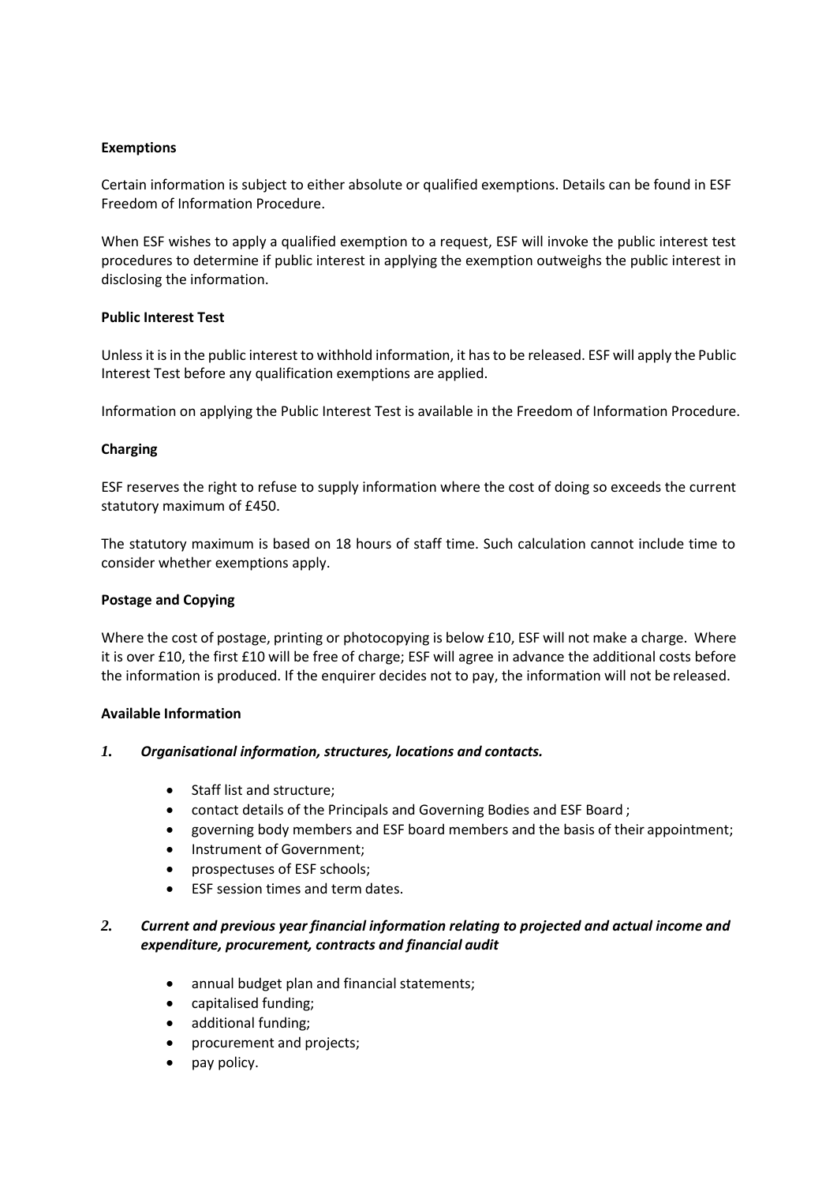**Exemptions**

Certain information is subject to either absolute or qualified exemptions. Details can be found in ESF Freedom of Information Procedure.

When ESF wishes to apply a qualified exemption to a request, ESF will invoke the public interest test procedures to determine if public interest in applying the exemption outweighs the public interest in disclosing the information.

**Public Interest Test**

Unless it is in the public interest to withhold information, it has to be released. ESF will apply the Public Interest Test before any qualification exemptions are applied.

Information on applying the Public Interest Test is available in the Freedom of Information Procedure.

**Charging**

ESF reserves the right to refuse to supply information where the cost of doing so exceeds the current statutory maximum of £450.

The statutory maximum is based on 18 hours of staff time. Such calculation cannot include time to consider whether exemptions apply.

**Postage and Copying**

Where the cost of postage, printing or photocopying is below £10, ESF will not make a charge. Where it is over £10, the first £10 will be free of charge; ESF will agree in advance the additional costs before the information is produced. If the enquirer decides not to pay, the information will not be released.

**Available Information**

***1. Organisational information, structures, locations and contacts.***

- Staff list and structure;
- contact details of the Principals and Governing Bodies and ESF Board ;
- governing body members and ESF board members and the basis of their appointment;
- Instrument of Government;
- prospectuses of ESF schools;
- ESF session times and term dates.

***2. Current and previous year financial information relating to projected and actual income and expenditure, procurement, contracts and financial audit***

- annual budget plan and financial statements;
- capitalised funding;
- additional funding;
- procurement and projects;
- pay policy.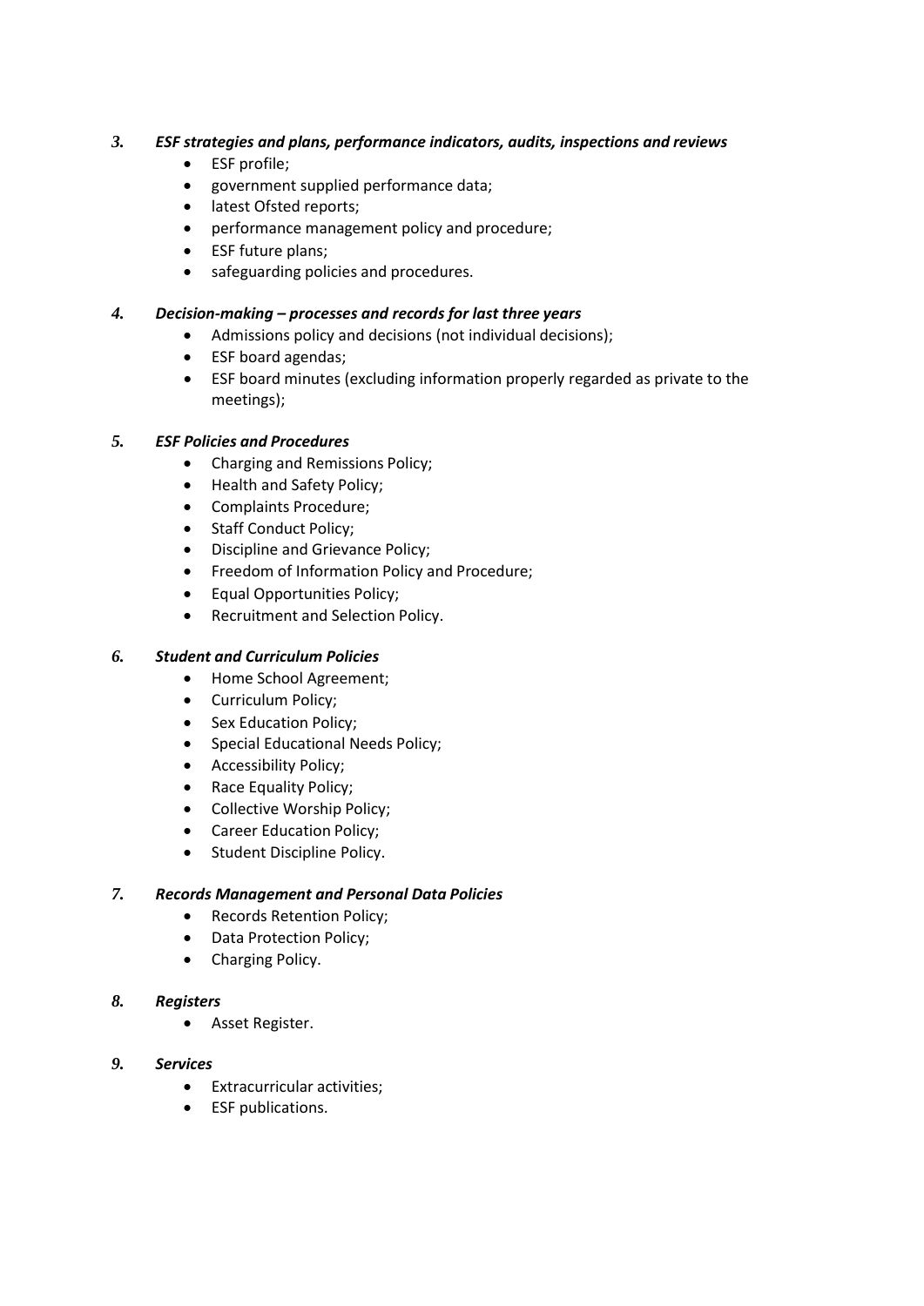### *3. ESF strategies and plans, performance indicators, audits, inspections and reviews*

- ESF profile;
- government supplied performance data;
- latest Ofsted reports;
- performance management policy and procedure;
- ESF future plans;
- safeguarding policies and procedures.

### *4. Decision-making – processes and records for last three years*

- Admissions policy and decisions (not individual decisions);
- ESF board agendas;
- ESF board minutes (excluding information properly regarded as private to the meetings);

### *5. ESF Policies and Procedures*

- Charging and Remissions Policy;
- Health and Safety Policy;
- Complaints Procedure;
- Staff Conduct Policy;
- Discipline and Grievance Policy;
- Freedom of Information Policy and Procedure;
- Equal Opportunities Policy;
- Recruitment and Selection Policy.

### *6. Student and Curriculum Policies*

- Home School Agreement;
- Curriculum Policy;
- Sex Education Policy;
- Special Educational Needs Policy;
- Accessibility Policy;
- Race Equality Policy;
- Collective Worship Policy;
- Career Education Policy;
- Student Discipline Policy.

### *7. Records Management and Personal Data Policies*

- Records Retention Policy;
- Data Protection Policy;
- Charging Policy.

### *8. Registers*

- Asset Register.

### *9. Services*

- Extracurricular activities;
- ESF publications.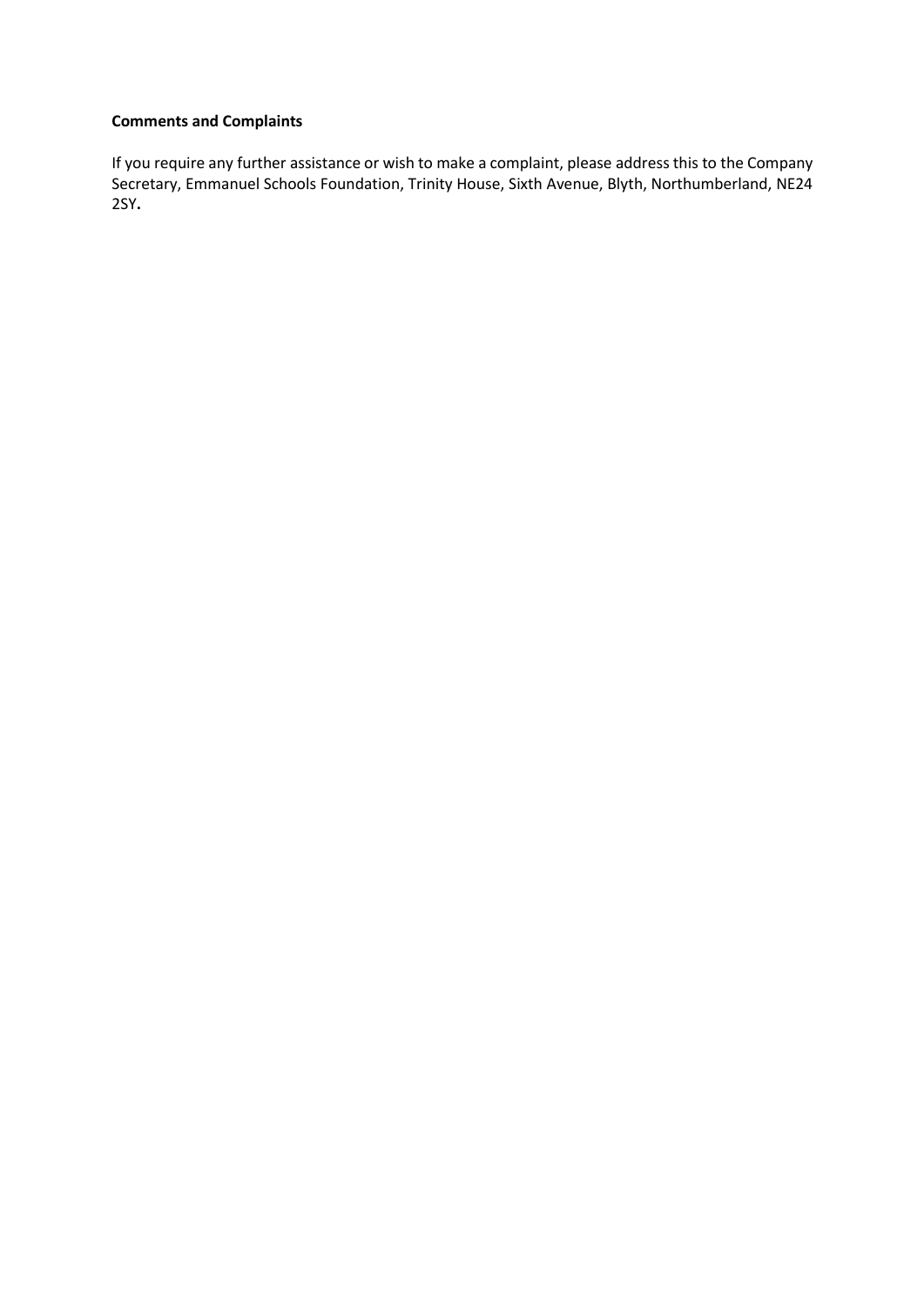**Comments and Complaints**

If you require any further assistance or wish to make a complaint, please address this to the Company Secretary, Emmanuel Schools Foundation, Trinity House, Sixth Avenue, Blyth, Northumberland, NE24 2SY.